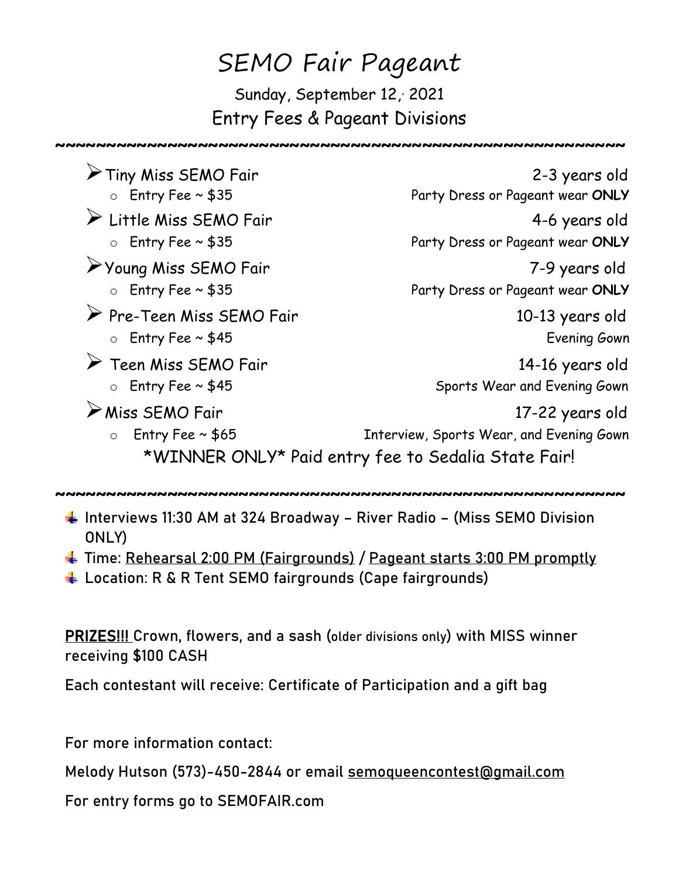# SEMO Fair Pageant

Sunday, September 12, 2021

## Entry Fees & Pageant Divisions

~~~~~~~~~~~~~~~~~~~~~~~~~~~~~~~~~~~~~~~~~~~~~~~~~~~~~~~~

- Tiny Miss SEMO Fair — 2-3 years old
  - Entry Fee ~ $35 — Party Dress or Pageant wear **ONLY**
- Little Miss SEMO Fair — 4-6 years old
  - Entry Fee ~ $35 — Party Dress or Pageant wear **ONLY**
- Young Miss SEMO Fair — 7-9 years old
  - Entry Fee ~ $35 — Party Dress or Pageant wear **ONLY**
- Pre-Teen Miss SEMO Fair — 10-13 years old
  - Entry Fee ~ $45 — Evening Gown
- Teen Miss SEMO Fair — 14-16 years old
  - Entry Fee ~ $45 — Sports Wear and Evening Gown
- Miss SEMO Fair — 17-22 years old
  - Entry Fee ~ $65 — Interview, Sports Wear, and Evening Gown

*WINNER ONLY* Paid entry fee to Sedalia State Fair!

~~~~~~~~~~~~~~~~~~~~~~~~~~~~~~~~~~~~~~~~~~~~~~~~~~~~~~~~~

- Interviews 11:30 AM at 324 Broadway – River Radio – (Miss SEMO Division ONLY)
- Time: <u>Rehearsal 2:00 PM (Fairgrounds)</u> / <u>Pageant starts 3:00 PM promptly</u>
- Location: R & R Tent SEMO fairgrounds (Cape fairgrounds)

**<u>PRIZES!!!</u>** Crown, flowers, and a sash (older divisions only) with MISS winner receiving $100 CASH

Each contestant will receive: Certificate of Participation and a gift bag

For more information contact:

Melody Hutson (573)-450-2844 or email <u>semoqueencontest@gmail.com</u>

For entry forms go to SEMOFAIR.com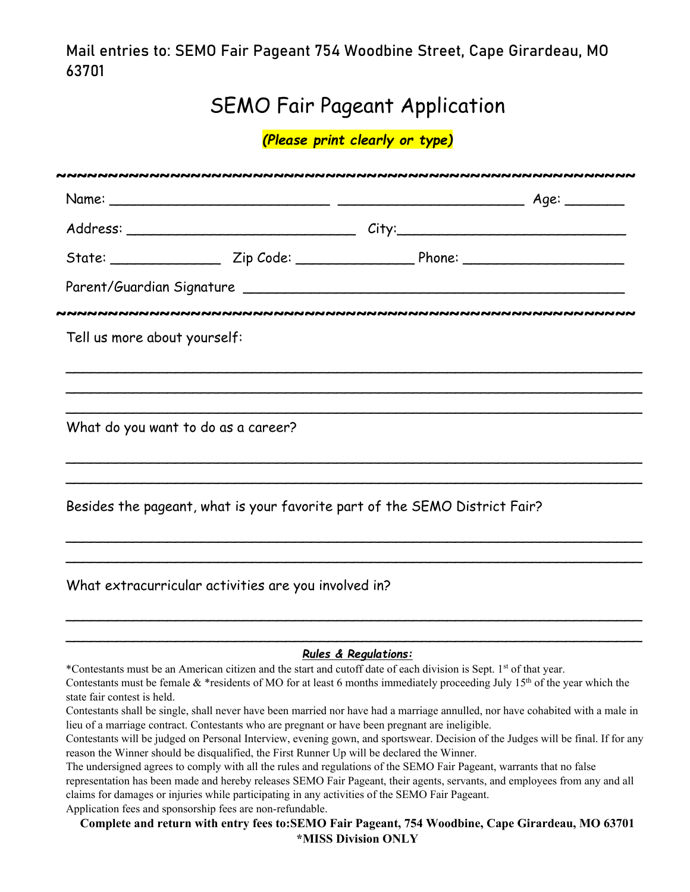Mail entries to: SEMO Fair Pageant 754 Woodbine Street, Cape Girardeau, MO 63701

# SEMO Fair Pageant Application

***(Please print clearly or type)***

~~~~~~~~~~~~~~~~~~~~~~~~~~~~~~~~~~~~~~~~~~~~~~~~~~~~~~~~~~~

Name: ___________________________ _______________________ Age: _______

Address: ____________________________ City:____________________________

State: ______________ Zip Code: _______________ Phone: ____________________

Parent/Guardian Signature ______________________________________________

~~~~~~~~~~~~~~~~~~~~~~~~~~~~~~~~~~~~~~~~~~~~~~~~~~~~~~~~~~~

Tell us more about yourself:

_______________________________________________________________________

_______________________________________________________________________

_______________________________________________________________________

What do you want to do as a career?

_______________________________________________________________________

_______________________________________________________________________

Besides the pageant, what is your favorite part of the SEMO District Fair?

_______________________________________________________________________

_______________________________________________________________________

What extracurricular activities are you involved in?

_______________________________________________________________________

_______________________________________________________________________

***Rules & Regulations:***

*Contestants must be an American citizen and the start and cutoff date of each division is Sept. 1st of that year.

Contestants must be female & *residents of MO for at least 6 months immediately proceeding July 15th of the year which the state fair contest is held.

Contestants shall be single, shall never have been married nor have had a marriage annulled, nor have cohabited with a male in lieu of a marriage contract. Contestants who are pregnant or have been pregnant are ineligible.

Contestants will be judged on Personal Interview, evening gown, and sportswear. Decision of the Judges will be final. If for any reason the Winner should be disqualified, the First Runner Up will be declared the Winner.

The undersigned agrees to comply with all the rules and regulations of the SEMO Fair Pageant, warrants that no false representation has been made and hereby releases SEMO Fair Pageant, their agents, servants, and employees from any and all claims for damages or injuries while participating in any activities of the SEMO Fair Pageant.

Application fees and sponsorship fees are non-refundable.

**Complete and return with entry fees to:SEMO Fair Pageant, 754 Woodbine, Cape Girardeau, MO 63701**

***MISS Division ONLY**